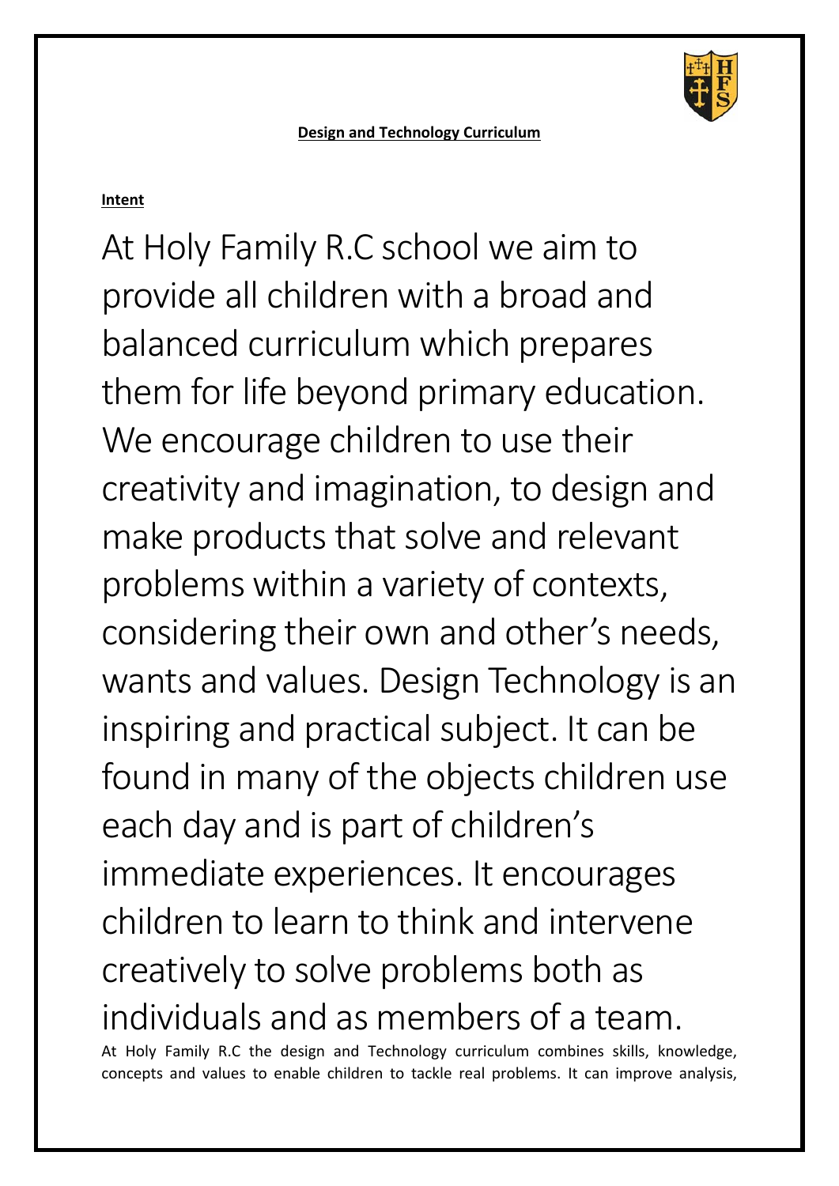**Design and Technology Curriculum**

**Intent**

At Holy Family R.C school we aim to provide all children with a broad and balanced curriculum which prepares them for life beyond primary education. We encourage children to use their creativity and imagination, to design and make products that solve and relevant problems within a variety of contexts, considering their own and other's needs, wants and values. Design Technology is an inspiring and practical subject. It can be found in many of the objects children use each day and is part of children's immediate experiences. It encourages children to learn to think and intervene creatively to solve problems both as individuals and as members of a team.

At Holy Family R.C the design and Technology curriculum combines skills, knowledge, concepts and values to enable children to tackle real problems. It can improve analysis,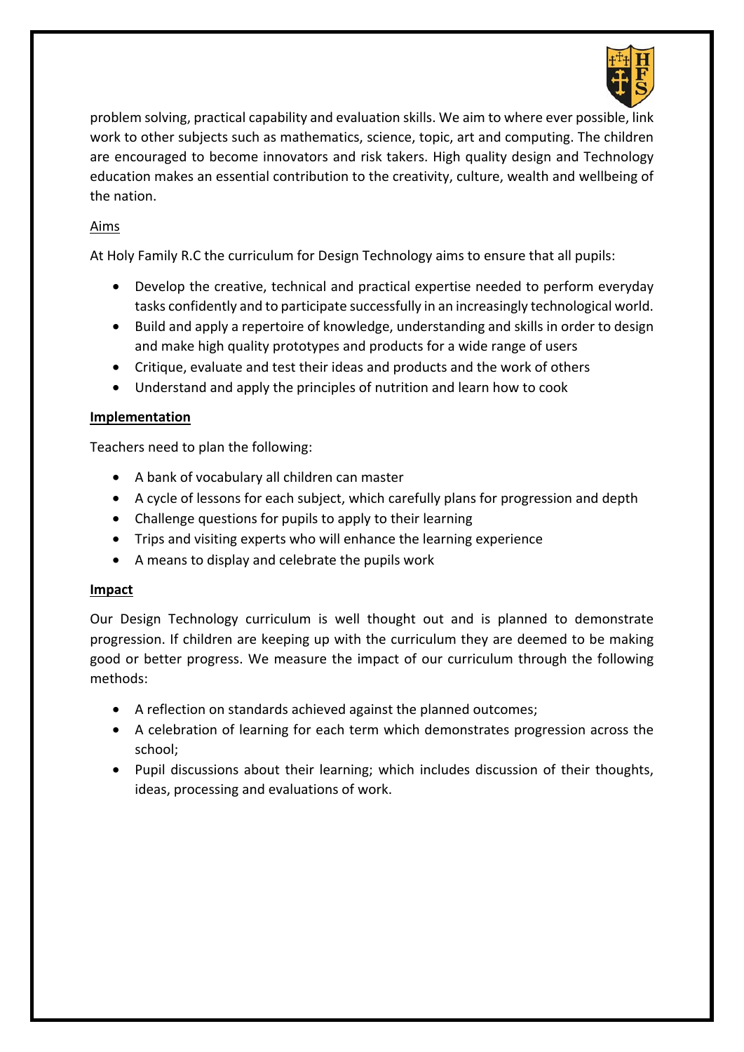problem solving, practical capability and evaluation skills. We aim to where ever possible, link work to other subjects such as mathematics, science, topic, art and computing. The children are encouraged to become innovators and risk takers. High quality design and Technology education makes an essential contribution to the creativity, culture, wealth and wellbeing of the nation.

Aims

At Holy Family R.C the curriculum for Design Technology aims to ensure that all pupils:

- Develop the creative, technical and practical expertise needed to perform everyday tasks confidently and to participate successfully in an increasingly technological world.
- Build and apply a repertoire of knowledge, understanding and skills in order to design and make high quality prototypes and products for a wide range of users
- Critique, evaluate and test their ideas and products and the work of others
- Understand and apply the principles of nutrition and learn how to cook

**Implementation**

Teachers need to plan the following:

- A bank of vocabulary all children can master
- A cycle of lessons for each subject, which carefully plans for progression and depth
- Challenge questions for pupils to apply to their learning
- Trips and visiting experts who will enhance the learning experience
- A means to display and celebrate the pupils work

**Impact**

Our Design Technology curriculum is well thought out and is planned to demonstrate progression. If children are keeping up with the curriculum they are deemed to be making good or better progress. We measure the impact of our curriculum through the following methods:

- A reflection on standards achieved against the planned outcomes;
- A celebration of learning for each term which demonstrates progression across the school;
- Pupil discussions about their learning; which includes discussion of their thoughts, ideas, processing and evaluations of work.